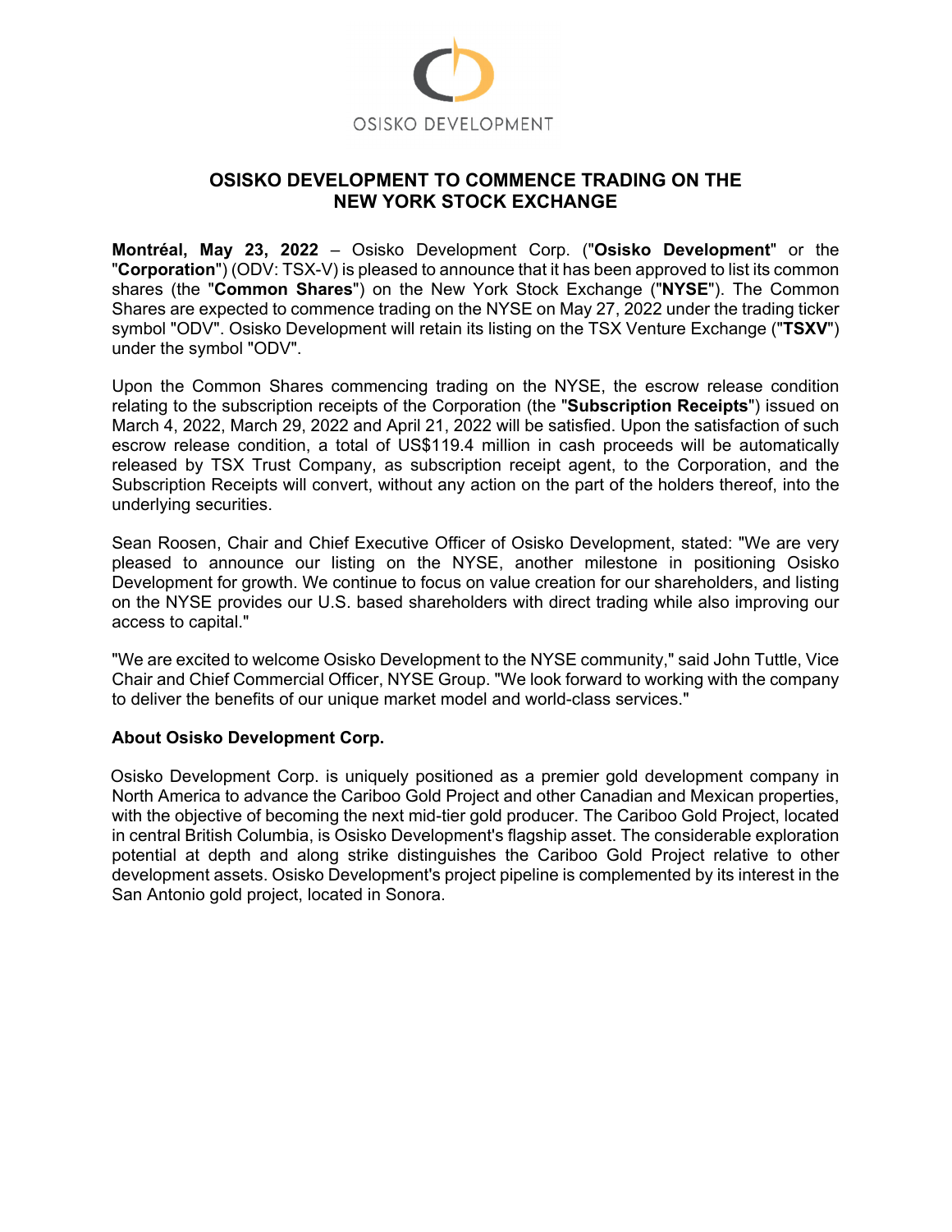OSISKO DEVELOPMENT

# OSISKO DEVELOPMENT TO COMMENCE TRADING ON THE NEW YORK STOCK EXCHANGE

**Montréal, May 23, 2022** – Osisko Development Corp. ("**Osisko Development**" or the "**Corporation**") (ODV: TSX-V) is pleased to announce that it has been approved to list its common shares (the "**Common Shares**") on the New York Stock Exchange ("**NYSE**"). The Common Shares are expected to commence trading on the NYSE on May 27, 2022 under the trading ticker symbol "ODV". Osisko Development will retain its listing on the TSX Venture Exchange ("**TSXV**") under the symbol "ODV".

Upon the Common Shares commencing trading on the NYSE, the escrow release condition relating to the subscription receipts of the Corporation (the "**Subscription Receipts**") issued on March 4, 2022, March 29, 2022 and April 21, 2022 will be satisfied. Upon the satisfaction of such escrow release condition, a total of US$119.4 million in cash proceeds will be automatically released by TSX Trust Company, as subscription receipt agent, to the Corporation, and the Subscription Receipts will convert, without any action on the part of the holders thereof, into the underlying securities.

Sean Roosen, Chair and Chief Executive Officer of Osisko Development, stated: "We are very pleased to announce our listing on the NYSE, another milestone in positioning Osisko Development for growth. We continue to focus on value creation for our shareholders, and listing on the NYSE provides our U.S. based shareholders with direct trading while also improving our access to capital."

"We are excited to welcome Osisko Development to the NYSE community," said John Tuttle, Vice Chair and Chief Commercial Officer, NYSE Group. "We look forward to working with the company to deliver the benefits of our unique market model and world-class services."

## About Osisko Development Corp.

Osisko Development Corp. is uniquely positioned as a premier gold development company in North America to advance the Cariboo Gold Project and other Canadian and Mexican properties, with the objective of becoming the next mid-tier gold producer. The Cariboo Gold Project, located in central British Columbia, is Osisko Development's flagship asset. The considerable exploration potential at depth and along strike distinguishes the Cariboo Gold Project relative to other development assets. Osisko Development's project pipeline is complemented by its interest in the San Antonio gold project, located in Sonora.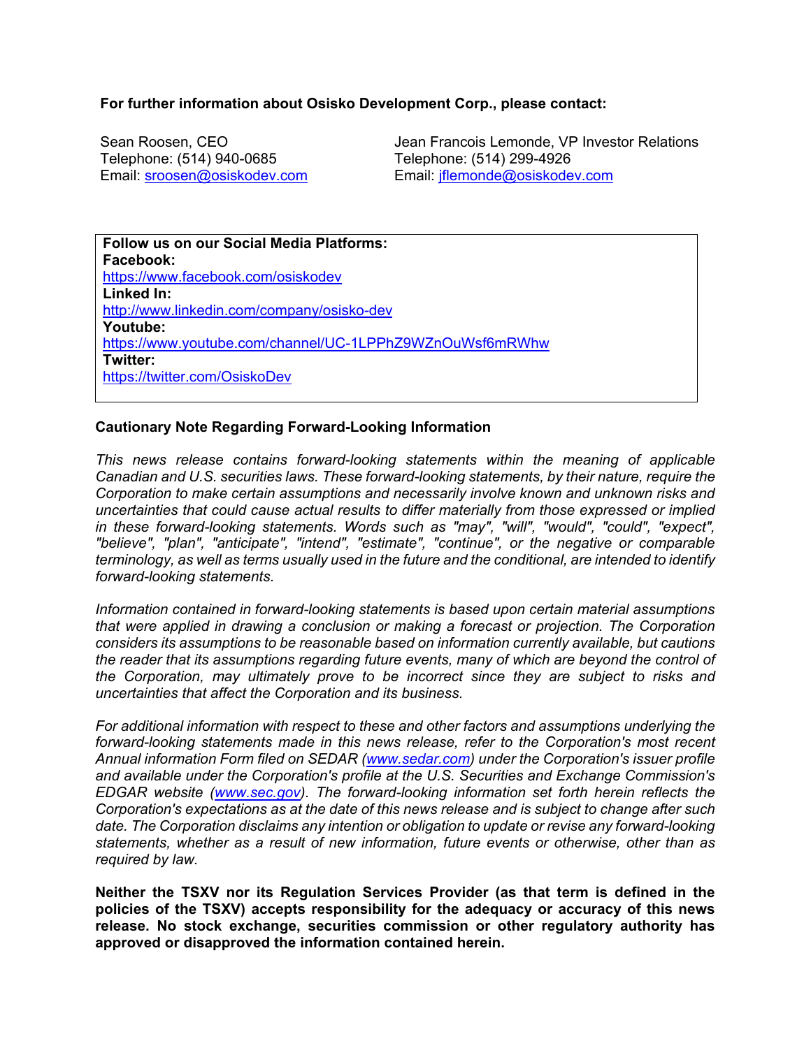**For further information about Osisko Development Corp., please contact:**

Sean Roosen, CEO
Telephone: (514) 940-0685
Email: sroosen@osiskodev.com

Jean Francois Lemonde, VP Investor Relations
Telephone: (514) 299-4926
Email: jflemonde@osiskodev.com

**Follow us on our Social Media Platforms:**
**Facebook:**
https://www.facebook.com/osiskodev
**Linked In:**
http://www.linkedin.com/company/osisko-dev
**Youtube:**
https://www.youtube.com/channel/UC-1LPPhZ9WZnOuWsf6mRWhw
**Twitter:**
https://twitter.com/OsiskoDev

**Cautionary Note Regarding Forward-Looking Information**

*This news release contains forward-looking statements within the meaning of applicable Canadian and U.S. securities laws. These forward-looking statements, by their nature, require the Corporation to make certain assumptions and necessarily involve known and unknown risks and uncertainties that could cause actual results to differ materially from those expressed or implied in these forward-looking statements. Words such as "may", "will", "would", "could", "expect", "believe", "plan", "anticipate", "intend", "estimate", "continue", or the negative or comparable terminology, as well as terms usually used in the future and the conditional, are intended to identify forward-looking statements.*

*Information contained in forward-looking statements is based upon certain material assumptions that were applied in drawing a conclusion or making a forecast or projection. The Corporation considers its assumptions to be reasonable based on information currently available, but cautions the reader that its assumptions regarding future events, many of which are beyond the control of the Corporation, may ultimately prove to be incorrect since they are subject to risks and uncertainties that affect the Corporation and its business.*

*For additional information with respect to these and other factors and assumptions underlying the forward-looking statements made in this news release, refer to the Corporation's most recent Annual information Form filed on SEDAR (www.sedar.com) under the Corporation's issuer profile and available under the Corporation's profile at the U.S. Securities and Exchange Commission's EDGAR website (www.sec.gov). The forward-looking information set forth herein reflects the Corporation's expectations as at the date of this news release and is subject to change after such date. The Corporation disclaims any intention or obligation to update or revise any forward-looking statements, whether as a result of new information, future events or otherwise, other than as required by law.*

**Neither the TSXV nor its Regulation Services Provider (as that term is defined in the policies of the TSXV) accepts responsibility for the adequacy or accuracy of this news release. No stock exchange, securities commission or other regulatory authority has approved or disapproved the information contained herein.**